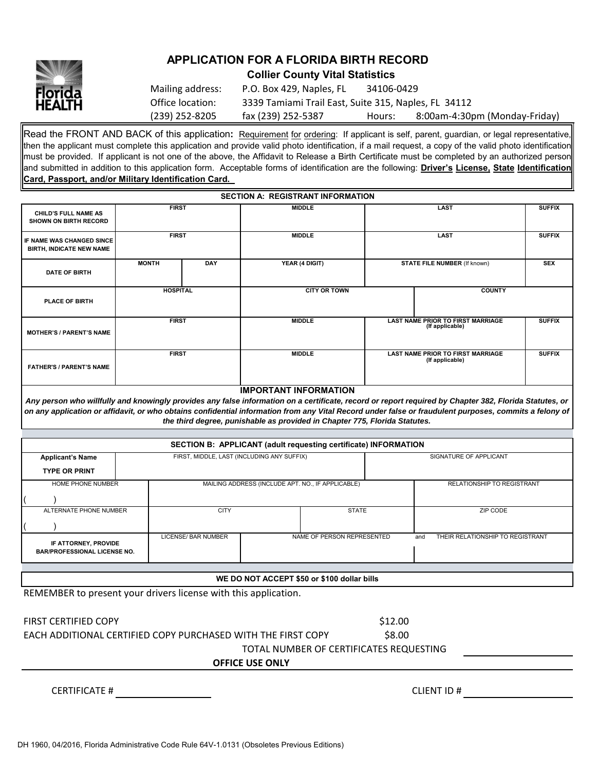# APPLICATION FOR A FLORIDA BIRTH RECORD

**Collier County Vital Statistics**

Mailing address: P.O. Box 429, Naples, FL 34106-0429

Office location: 3339 Tamiami Trail East, Suite 315, Naples, FL 34112

(239) 252-8205 fax (239) 252-5387 Hours: 8:00am-4:30pm (Monday-Friday)

Read the FRONT AND BACK of this application**:** Requirement for ordering: If applicant is self, parent, guardian, or legal representative, then the applicant must complete this application and provide valid photo identification, if a mail request, a copy of the valid photo identification must be provided. If applicant is not one of the above, the Affidavit to Release a Birth Certificate must be completed by an authorized person and submitted in addition to this application form. Acceptable forms of identification are the following: **Driver's License, State Identification Card, Passport, and/or Military Identification Card.**

## SECTION A: REGISTRANT INFORMATION

| | | | | | |
|---|---|---|---|---|---|
| **CHILD'S FULL NAME AS SHOWN ON BIRTH RECORD** | **FIRST** | | **MIDDLE** | **LAST** | **SUFFIX** |
| **IF NAME WAS CHANGED SINCE BIRTH, INDICATE NEW NAME** | **FIRST** | | **MIDDLE** | **LAST** | **SUFFIX** |
| **DATE OF BIRTH** | **MONTH** | **DAY** | **YEAR (4 DIGIT)** | **STATE FILE NUMBER** (If known) | **SEX** |
| **PLACE OF BIRTH** | **HOSPITAL** | | **CITY OR TOWN** | **COUNTY** | |
| **MOTHER'S / PARENT'S NAME** | **FIRST** | | **MIDDLE** | **LAST NAME PRIOR TO FIRST MARRIAGE (If applicable)** | **SUFFIX** |
| **FATHER'S / PARENT'S NAME** | **FIRST** | | **MIDDLE** | **LAST NAME PRIOR TO FIRST MARRIAGE (If applicable)** | **SUFFIX** |

**IMPORTANT INFORMATION**

***Any person who willfully and knowingly provides any false information on a certificate, record or report required by Chapter 382, Florida Statutes, or on any application or affidavit, or who obtains confidential information from any Vital Record under false or fraudulent purposes, commits a felony of the third degree, punishable as provided in Chapter 775, Florida Statutes.***

## SECTION B: APPLICANT (adult requesting certificate) INFORMATION

| | | | |
|---|---|---|---|
| **Applicant's Name TYPE OR PRINT** | FIRST, MIDDLE, LAST (INCLUDING ANY SUFFIX) | | SIGNATURE OF APPLICANT |
| HOME PHONE NUMBER ( ) | MAILING ADDRESS (INCLUDE APT. NO., IF APPLICABLE) | | RELATIONSHIP TO REGISTRANT |
| ALTERNATE PHONE NUMBER ( ) | CITY | STATE | ZIP CODE |
| **IF ATTORNEY, PROVIDE BAR/PROFESSIONAL LICENSE NO.** | LICENSE/ BAR NUMBER | NAME OF PERSON REPRESENTED | and THEIR RELATIONSHIP TO REGISTRANT |

**WE DO NOT ACCEPT $50 or $100 dollar bills**

REMEMBER to present your drivers license with this application.

FIRST CERTIFIED COPY $12.00

EACH ADDITIONAL CERTIFIED COPY PURCHASED WITH THE FIRST COPY $8.00

TOTAL NUMBER OF CERTIFICATES REQUESTING ____________

**OFFICE USE ONLY**

CERTIFICATE # ____________ CLIENT ID # ____________

DH 1960, 04/2016, Florida Administrative Code Rule 64V-1.0131 (Obsoletes Previous Editions)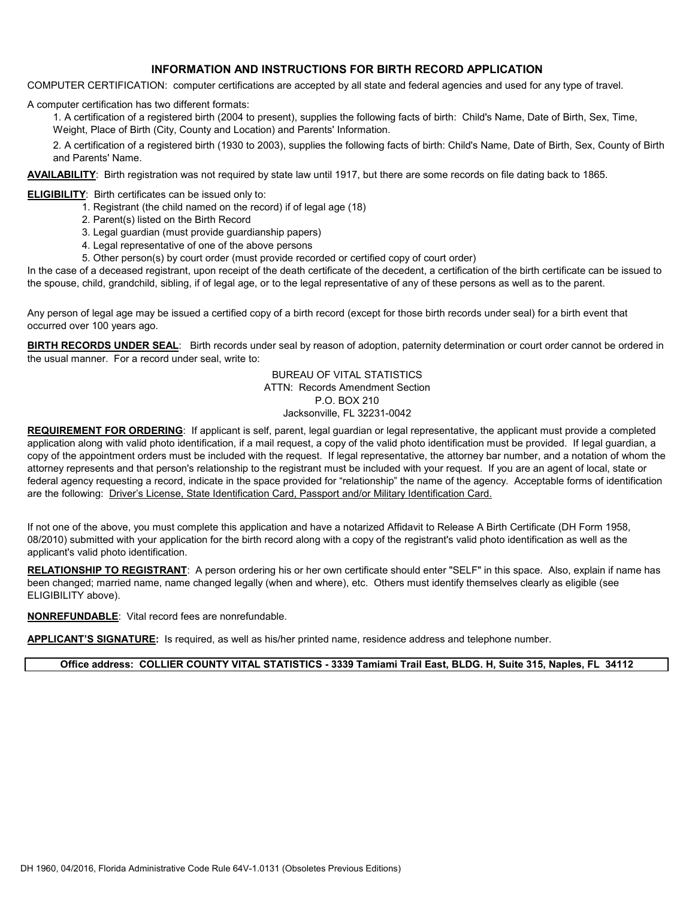## INFORMATION AND INSTRUCTIONS FOR BIRTH RECORD APPLICATION

COMPUTER CERTIFICATION: computer certifications are accepted by all state and federal agencies and used for any type of travel.

A computer certification has two different formats:

1. A certification of a registered birth (2004 to present), supplies the following facts of birth: Child's Name, Date of Birth, Sex, Time, Weight, Place of Birth (City, County and Location) and Parents' Information.
2. A certification of a registered birth (1930 to 2003), supplies the following facts of birth: Child's Name, Date of Birth, Sex, County of Birth and Parents' Name.

**AVAILABILITY**: Birth registration was not required by state law until 1917, but there are some records on file dating back to 1865.

**ELIGIBILITY**: Birth certificates can be issued only to:

1. Registrant (the child named on the record) if of legal age (18)
2. Parent(s) listed on the Birth Record
3. Legal guardian (must provide guardianship papers)
4. Legal representative of one of the above persons
5. Other person(s) by court order (must provide recorded or certified copy of court order)

In the case of a deceased registrant, upon receipt of the death certificate of the decedent, a certification of the birth certificate can be issued to the spouse, child, grandchild, sibling, if of legal age, or to the legal representative of any of these persons as well as to the parent.

Any person of legal age may be issued a certified copy of a birth record (except for those birth records under seal) for a birth event that occurred over 100 years ago.

**BIRTH RECORDS UNDER SEAL**: Birth records under seal by reason of adoption, paternity determination or court order cannot be ordered in the usual manner. For a record under seal, write to:

BUREAU OF VITAL STATISTICS
ATTN: Records Amendment Section
P.O. BOX 210
Jacksonville, FL 32231-0042

**REQUIREMENT FOR ORDERING**: If applicant is self, parent, legal guardian or legal representative, the applicant must provide a completed application along with valid photo identification, if a mail request, a copy of the valid photo identification must be provided. If legal guardian, a copy of the appointment orders must be included with the request. If legal representative, the attorney bar number, and a notation of whom the attorney represents and that person's relationship to the registrant must be included with your request. If you are an agent of local, state or federal agency requesting a record, indicate in the space provided for "relationship" the name of the agency. Acceptable forms of identification are the following: Driver's License, State Identification Card, Passport and/or Military Identification Card.

If not one of the above, you must complete this application and have a notarized Affidavit to Release A Birth Certificate (DH Form 1958, 08/2010) submitted with your application for the birth record along with a copy of the registrant's valid photo identification as well as the applicant's valid photo identification.

**RELATIONSHIP TO REGISTRANT**: A person ordering his or her own certificate should enter "SELF" in this space. Also, explain if name has been changed; married name, name changed legally (when and where), etc. Others must identify themselves clearly as eligible (see ELIGIBILITY above).

**NONREFUNDABLE**: Vital record fees are nonrefundable.

**APPLICANT'S SIGNATURE:** Is required, as well as his/her printed name, residence address and telephone number.

**Office address: COLLIER COUNTY VITAL STATISTICS - 3339 Tamiami Trail East, BLDG. H, Suite 315, Naples, FL 34112**

DH 1960, 04/2016, Florida Administrative Code Rule 64V-1.0131 (Obsoletes Previous Editions)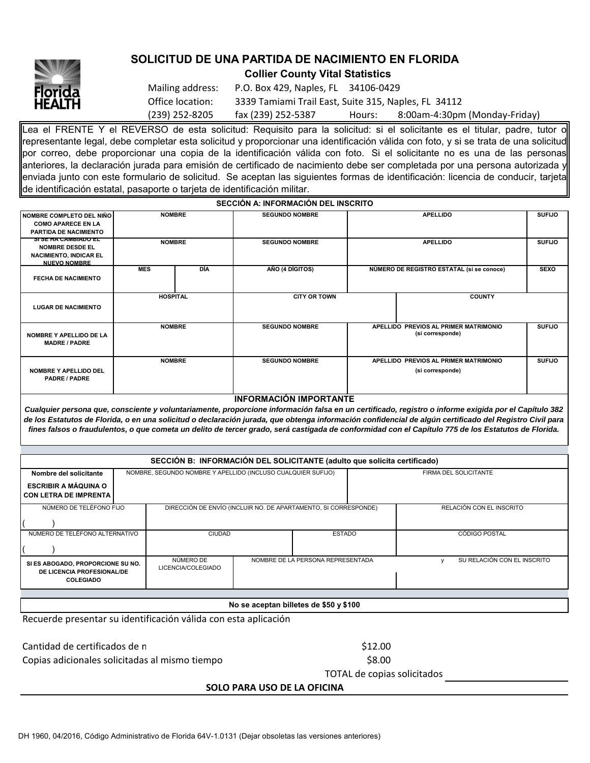# SOLICITUD DE UNA PARTIDA DE NACIMIENTO EN FLORIDA

**Collier County Vital Statistics**

Mailing address: P.O. Box 429, Naples, FL 34106-0429

Office location: 3339 Tamiami Trail East, Suite 315, Naples, FL 34112

(239) 252-8205 fax (239) 252-5387 Hours: 8:00am-4:30pm (Monday-Friday)

Lea el FRENTE Y el REVERSO de esta solicitud: Requisito para la solicitud: si el solicitante es el titular, padre, tutor o representante legal, debe completar esta solicitud y proporcionar una identificación válida con foto, y si se trata de una solicitud por correo, debe proporcionar una copia de la identificación válida con foto. Si el solicitante no es una de las personas anteriores, la declaración jurada para emisión de certificado de nacimiento debe ser completada por una persona autorizada y enviada junto con este formulario de solicitud. Se aceptan las siguientes formas de identificación: licencia de conducir, tarjeta de identificación estatal, pasaporte o tarjeta de identificación militar.

## SECCIÓN A: INFORMACIÓN DEL INSCRITO

| | | | | | |
|---|---|---|---|---|---|
| **NOMBRE COMPLETO DEL NIÑO COMO APARECE EN LA PARTIDA DE NACIMIENTO** | **NOMBRE** | | **SEGUNDO NOMBRE** | **APELLIDO** | **SUFIJO** |
| **SI SE HA CAMBIADO EL NOMBRE DESDE EL NACIMIENTO, INDICAR EL NUEVO NOMBRE** | **NOMBRE** | | **SEGUNDO NOMBRE** | **APELLIDO** | **SUFIJO** |
| **FECHA DE NACIMIENTO** | **MES** | **DÍA** | **AÑO (4 DÍGITOS)** | **NÚMERO DE REGISTRO ESTATAL (si se conoce)** | **SEXO** |
| **LUGAR DE NACIMIENTO** | **HOSPITAL** | | **CITY OR TOWN** | **COUNTY** | |
| **NOMBRE Y APELLIDO DE LA MADRE / PADRE** | **NOMBRE** | | **SEGUNDO NOMBRE** | **APELLIDO PREVIOS AL PRIMER MATRIMONIO (si corresponde)** | **SUFIJO** |
| **NOMBRE Y APELLIDO DEL PADRE / PADRE** | **NOMBRE** | | **SEGUNDO NOMBRE** | **APELLIDO PREVIOS AL PRIMER MATRIMONIO (si corresponde)** | **SUFIJO** |

**INFORMACIÓN IMPORTANTE**

***Cualquier persona que, consciente y voluntariamente, proporcione información falsa en un certificado, registro o informe exigida por el Capítulo 382 de los Estatutos de Florida, o en una solicitud o declaración jurada, que obtenga información confidencial de algún certificado del Registro Civil para fines falsos o fraudulentos, o que cometa un delito de tercer grado, será castigada de conformidad con el Capítulo 775 de los Estatutos de Florida.***

## SECCIÓN B: INFORMACIÓN DEL SOLICITANTE (adulto que solicita certificado)

| | | | |
|---|---|---|---|
| **Nombre del solicitante** **ESCRIBIR A MÁQUINA O CON LETRA DE IMPRENTA** | NOMBRE, SEGUNDO NOMBRE Y APELLIDO (INCLUSO CUALQUIER SUFIJO) | | FIRMA DEL SOLICITANTE |
| NÚMERO DE TELÉFONO FIJO ( ) | DIRECCIÓN DE ENVÍO (INCLUIR NO. DE APARTAMENTO, SI CORRESPONDE) | | RELACIÓN CON EL INSCRITO |
| NÚMERO DE TELÉFONO ALTERNATIVO ( ) | CIUDAD | ESTADO | CÓDIGO POSTAL |
| **SI ES ABOGADO, PROPORCIONE SU NO. DE LICENCIA PROFESIONAL/DE COLEGIADO** | NÚMERO DE LICENCIA/COLEGIADO | NOMBRE DE LA PERSONA REPRESENTADA y | SU RELACIÓN CON EL INSCRITO |

**No se aceptan billetes de $50 y $100**

Recuerde presentar su identificación válida con esta aplicación

Cantidad de certificados de n $12.00

Copias adicionales solicitadas al mismo tiempo $8.00

TOTAL de copias solicitados ____________

**SOLO PARA USO DE LA OFICINA**

DH 1960, 04/2016, Código Administrativo de Florida 64V-1.0131 (Dejar obsoletas las versiones anteriores)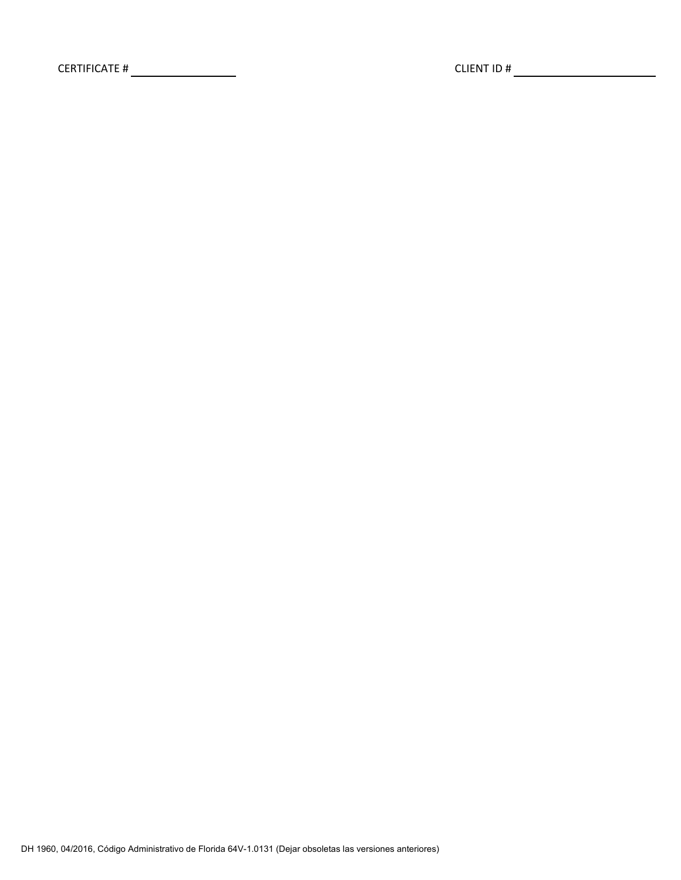CERTIFICATE # ________________ CLIENT ID # ____________________

DH 1960, 04/2016, Código Administrativo de Florida 64V-1.0131 (Dejar obsoletas las versiones anteriores)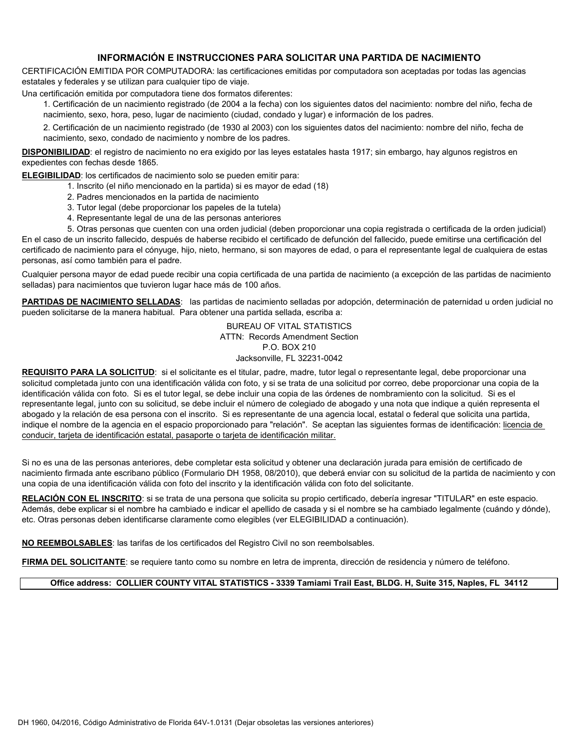## INFORMACIÓN E INSTRUCCIONES PARA SOLICITAR UNA PARTIDA DE NACIMIENTO

CERTIFICACIÓN EMITIDA POR COMPUTADORA: las certificaciones emitidas por computadora son aceptadas por todas las agencias estatales y federales y se utilizan para cualquier tipo de viaje.

Una certificación emitida por computadora tiene dos formatos diferentes:

1. Certificación de un nacimiento registrado (de 2004 a la fecha) con los siguientes datos del nacimiento: nombre del niño, fecha de nacimiento, sexo, hora, peso, lugar de nacimiento (ciudad, condado y lugar) e información de los padres.
2. Certificación de un nacimiento registrado (de 1930 al 2003) con los siguientes datos del nacimiento: nombre del niño, fecha de nacimiento, sexo, condado de nacimiento y nombre de los padres.

**DISPONIBILIDAD**: el registro de nacimiento no era exigido por las leyes estatales hasta 1917; sin embargo, hay algunos registros en expedientes con fechas desde 1865.

**ELEGIBILIDAD**: los certificados de nacimiento solo se pueden emitir para:

1. Inscrito (el niño mencionado en la partida) si es mayor de edad (18)
2. Padres mencionados en la partida de nacimiento
3. Tutor legal (debe proporcionar los papeles de la tutela)
4. Representante legal de una de las personas anteriores
5. Otras personas que cuenten con una orden judicial (deben proporcionar una copia registrada o certificada de la orden judicial)

En el caso de un inscrito fallecido, después de haberse recibido el certificado de defunción del fallecido, puede emitirse una certificación del certificado de nacimiento para el cónyuge, hijo, nieto, hermano, si son mayores de edad, o para el representante legal de cualquiera de estas personas, así como también para el padre.

Cualquier persona mayor de edad puede recibir una copia certificada de una partida de nacimiento (a excepción de las partidas de nacimiento selladas) para nacimientos que tuvieron lugar hace más de 100 años.

**PARTIDAS DE NACIMIENTO SELLADAS**: las partidas de nacimiento selladas por adopción, determinación de paternidad u orden judicial no pueden solicitarse de la manera habitual. Para obtener una partida sellada, escriba a:

BUREAU OF VITAL STATISTICS
ATTN: Records Amendment Section
P.O. BOX 210
Jacksonville, FL 32231-0042

**REQUISITO PARA LA SOLICITUD**: si el solicitante es el titular, padre, madre, tutor legal o representante legal, debe proporcionar una solicitud completada junto con una identificación válida con foto, y si se trata de una solicitud por correo, debe proporcionar una copia de la identificación válida con foto. Si es el tutor legal, se debe incluir una copia de las órdenes de nombramiento con la solicitud. Si es el representante legal, junto con su solicitud, se debe incluir el número de colegiado de abogado y una nota que indique a quién representa el abogado y la relación de esa persona con el inscrito. Si es representante de una agencia local, estatal o federal que solicita una partida, indique el nombre de la agencia en el espacio proporcionado para "relación". Se aceptan las siguientes formas de identificación: licencia de conducir, tarjeta de identificación estatal, pasaporte o tarjeta de identificación militar.

Si no es una de las personas anteriores, debe completar esta solicitud y obtener una declaración jurada para emisión de certificado de nacimiento firmada ante escribano público (Formulario DH 1958, 08/2010), que deberá enviar con su solicitud de la partida de nacimiento y con una copia de una identificación válida con foto del inscrito y la identificación válida con foto del solicitante.

**RELACIÓN CON EL INSCRITO**: si se trata de una persona que solicita su propio certificado, debería ingresar "TITULAR" en este espacio. Además, debe explicar si el nombre ha cambiado e indicar el apellido de casada y si el nombre se ha cambiado legalmente (cuándo y dónde), etc. Otras personas deben identificarse claramente como elegibles (ver ELEGIBILIDAD a continuación).

**NO REEMBOLSABLES**: las tarifas de los certificados del Registro Civil no son reembolsables.

**FIRMA DEL SOLICITANTE**: se requiere tanto como su nombre en letra de imprenta, dirección de residencia y número de teléfono.

**Office address: COLLIER COUNTY VITAL STATISTICS - 3339 Tamiami Trail East, BLDG. H, Suite 315, Naples, FL 34112**

DH 1960, 04/2016, Código Administrativo de Florida 64V-1.0131 (Dejar obsoletas las versiones anteriores)